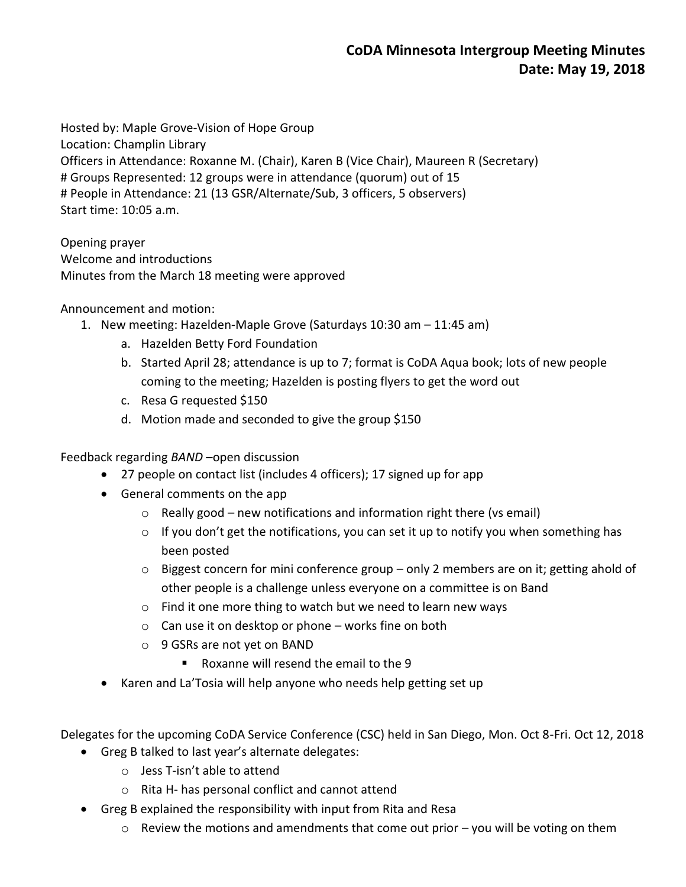## CoDA Minnesota Intergroup Meeting Minutes
## Date: May 19, 2018

Hosted by: Maple Grove-Vision of Hope Group  
Location: Champlin Library  
Officers in Attendance: Roxanne M. (Chair), Karen B (Vice Chair), Maureen R (Secretary)  
# Groups Represented: 12 groups were in attendance (quorum) out of 15  
# People in Attendance: 21 (13 GSR/Alternate/Sub, 3 officers, 5 observers)  
Start time: 10:05 a.m.

Opening prayer  
Welcome and introductions  
Minutes from the March 18 meeting were approved

Announcement and motion:

1. New meeting: Hazelden-Maple Grove (Saturdays 10:30 am – 11:45 am)
    a. Hazelden Betty Ford Foundation
    b. Started April 28; attendance is up to 7; format is CoDA Aqua book; lots of new people coming to the meeting; Hazelden is posting flyers to get the word out
    c. Resa G requested $150
    d. Motion made and seconded to give the group $150

Feedback regarding *BAND* –open discussion

- 27 people on contact list (includes 4 officers); 17 signed up for app
- General comments on the app
    - Really good – new notifications and information right there (vs email)
    - If you don't get the notifications, you can set it up to notify you when something has been posted
    - Biggest concern for mini conference group – only 2 members are on it; getting ahold of other people is a challenge unless everyone on a committee is on Band
    - Find it one more thing to watch but we need to learn new ways
    - Can use it on desktop or phone – works fine on both
    - 9 GSRs are not yet on BAND
        - Roxanne will resend the email to the 9
- Karen and La'Tosia will help anyone who needs help getting set up

Delegates for the upcoming CoDA Service Conference (CSC) held in San Diego, Mon. Oct 8-Fri. Oct 12, 2018

- Greg B talked to last year's alternate delegates:
    - Jess T-isn't able to attend
    - Rita H- has personal conflict and cannot attend
- Greg B explained the responsibility with input from Rita and Resa
    - Review the motions and amendments that come out prior – you will be voting on them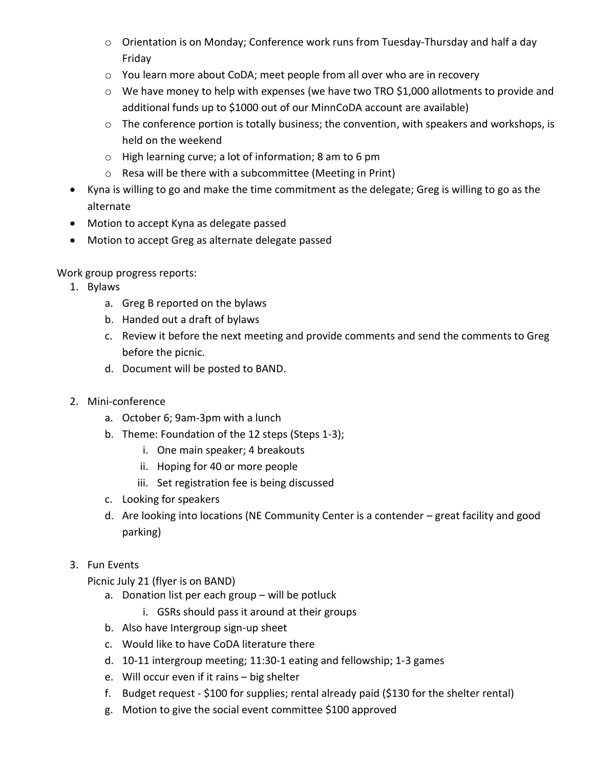- Orientation is on Monday; Conference work runs from Tuesday-Thursday and half a day Friday
    - You learn more about CoDA; meet people from all over who are in recovery
    - We have money to help with expenses (we have two TRO $1,000 allotments to provide and additional funds up to $1000 out of our MinnCoDA account are available)
    - The conference portion is totally business; the convention, with speakers and workshops, is held on the weekend
    - High learning curve; a lot of information; 8 am to 6 pm
    - Resa will be there with a subcommittee (Meeting in Print)
- Kyna is willing to go and make the time commitment as the delegate; Greg is willing to go as the alternate
- Motion to accept Kyna as delegate passed
- Motion to accept Greg as alternate delegate passed

Work group progress reports:

1. Bylaws
    a. Greg B reported on the bylaws
    b. Handed out a draft of bylaws
    c. Review it before the next meeting and provide comments and send the comments to Greg before the picnic.
    d. Document will be posted to BAND.

2. Mini-conference
    a. October 6; 9am-3pm with a lunch
    b. Theme: Foundation of the 12 steps (Steps 1-3);
        i. One main speaker; 4 breakouts
        ii. Hoping for 40 or more people
        iii. Set registration fee is being discussed
    c. Looking for speakers
    d. Are looking into locations (NE Community Center is a contender – great facility and good parking)

3. Fun Events

    Picnic July 21 (flyer is on BAND)
    a. Donation list per each group – will be potluck
        i. GSRs should pass it around at their groups
    b. Also have Intergroup sign-up sheet
    c. Would like to have CoDA literature there
    d. 10-11 intergroup meeting; 11:30-1 eating and fellowship; 1-3 games
    e. Will occur even if it rains – big shelter
    f. Budget request - $100 for supplies; rental already paid ($130 for the shelter rental)
    g. Motion to give the social event committee $100 approved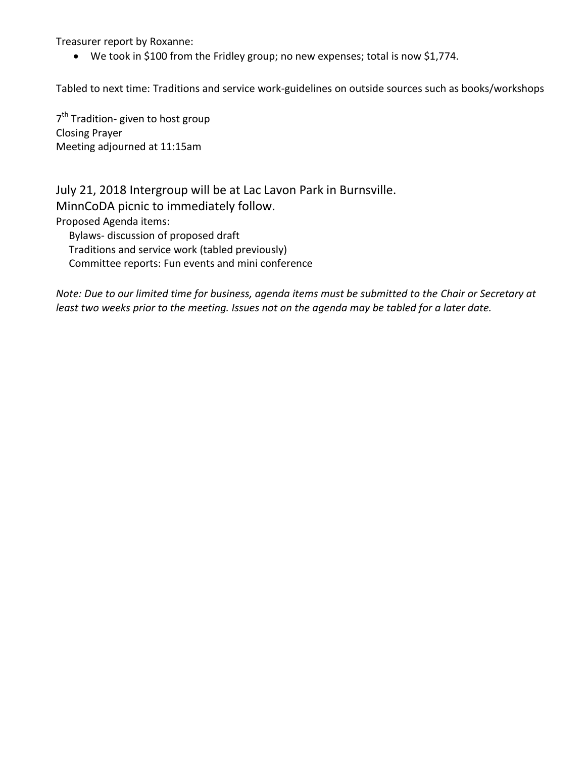Treasurer report by Roxanne:

- We took in $100 from the Fridley group; no new expenses; total is now $1,774.

Tabled to next time: Traditions and service work-guidelines on outside sources such as books/workshops

7th Tradition- given to host group
Closing Prayer
Meeting adjourned at 11:15am

July 21, 2018 Intergroup will be at Lac Lavon Park in Burnsville.
MinnCoDA picnic to immediately follow.

Proposed Agenda items:

- Bylaws- discussion of proposed draft
- Traditions and service work (tabled previously)
- Committee reports: Fun events and mini conference

*Note: Due to our limited time for business, agenda items must be submitted to the Chair or Secretary at least two weeks prior to the meeting. Issues not on the agenda may be tabled for a later date.*